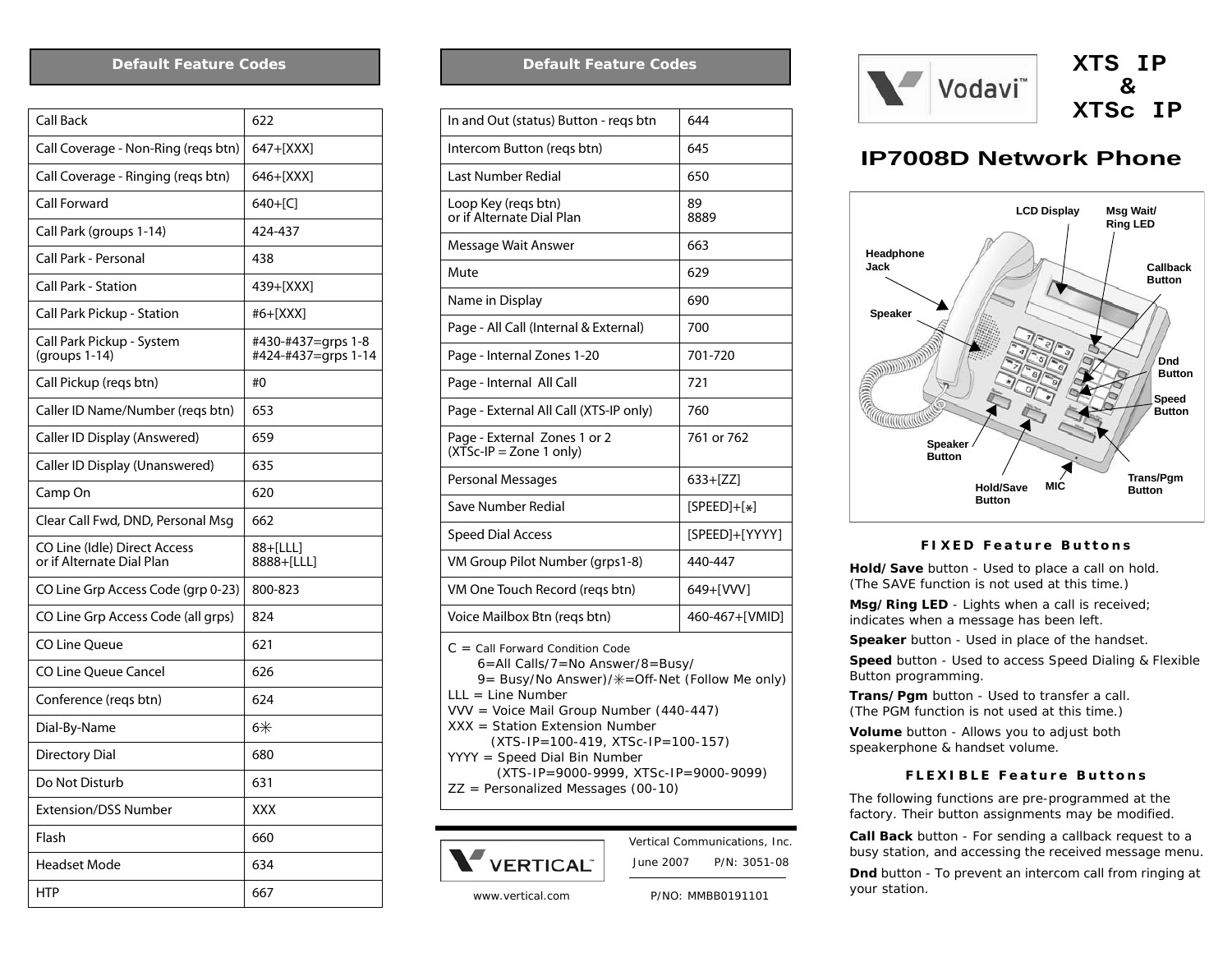## Default Feature Codes

| | |
|---|---|
| Call Back | 622 |
| Call Coverage - Non-Ring (reqs btn) | 647+[XXX] |
| Call Coverage - Ringing (reqs btn) | 646+[XXX] |
| Call Forward | 640+[C] |
| Call Park (groups 1-14) | 424-437 |
| Call Park - Personal | 438 |
| Call Park - Station | 439+[XXX] |
| Call Park Pickup - Station | #6+[XXX] |
| Call Park Pickup - System (groups 1-14) | #430-#437=grps 1-8 #424-#437=grps 1-14 |
| Call Pickup (reqs btn) | #0 |
| Caller ID Name/Number (reqs btn) | 653 |
| Caller ID Display (Answered) | 659 |
| Caller ID Display (Unanswered) | 635 |
| Camp On | 620 |
| Clear Call Fwd, DND, Personal Msg | 662 |
| CO Line (Idle) Direct Access or if Alternate Dial Plan | 88+[LLL] 8888+[LLL] |
| CO Line Grp Access Code (grp 0-23) | 800-823 |
| CO Line Grp Access Code (all grps) | 824 |
| CO Line Queue | 621 |
| CO Line Queue Cancel | 626 |
| Conference (reqs btn) | 624 |
| Dial-By-Name | 6✳ |
| Directory Dial | 680 |
| Do Not Disturb | 631 |
| Extension/DSS Number | XXX |
| Flash | 660 |
| Headset Mode | 634 |
| HTP | 667 |

## Default Feature Codes

| | |
|---|---|
| In and Out (status) Button - reqs btn | 644 |
| Intercom Button (reqs btn) | 645 |
| Last Number Redial | 650 |
| Loop Key (reqs btn) or if Alternate Dial Plan | 89 8889 |
| Message Wait Answer | 663 |
| Mute | 629 |
| Name in Display | 690 |
| Page - All Call (Internal & External) | 700 |
| Page - Internal Zones 1-20 | 701-720 |
| Page - Internal All Call | 721 |
| Page - External All Call (XTS-IP only) | 760 |
| Page - External Zones 1 or 2 (XTSc-IP = Zone 1 only) | 761 or 762 |
| Personal Messages | 633+[ZZ] |
| Save Number Redial | [SPEED]+[✳] |
| Speed Dial Access | [SPEED]+[YYYY] |
| VM Group Pilot Number (grps1-8) | 440-447 |
| VM One Touch Record (reqs btn) | 649+[VVV] |
| Voice Mailbox Btn (reqs btn) | 460-467+[VMID] |

C = Call Forward Condition Code
6=All Calls/7=No Answer/8=Busy/
9= Busy/No Answer)/✳=Off-Net (Follow Me only)
LLL = Line Number
VVV = Voice Mail Group Number (440-447)
XXX = Station Extension Number
(XTS-IP=100-419, XTSc-IP=100-157)
YYYY = Speed Dial Bin Number
(XTS-IP=9000-9999, XTSc-IP=9000-9099)
ZZ = Personalized Messages (00-10)

VERTICAL

Vertical Communications, Inc.
June 2007 P/N: 3051-08

www.vertical.com P/NO: MMBB0191101

Vodavi™

# XTS IP & XTSc IP

# IP7008D Network Phone

LCD Display
Msg Wait/ Ring LED
Headphone Jack
Callback Button
Speaker
Dnd Button
Speed Button
Speaker Button
Trans/Pgm Button
Hold/Save Button
MIC

### FIXED Feature Buttons

**Hold/Save** button - Used to place a call on hold. (The SAVE function is not used at this time.)

**Msg/Ring LED** - Lights when a call is received; indicates when a message has been left.

**Speaker** button - Used in place of the handset.

**Speed** button - Used to access Speed Dialing & Flexible Button programming.

**Trans/Pgm** button - Used to transfer a call. (The PGM function is not used at this time.)

**Volume** button - Allows you to adjust both speakerphone & handset volume.

### FLEXIBLE Feature Buttons

The following functions are pre-programmed at the factory. Their button assignments may be modified.

**Call Back** button - For sending a callback request to a busy station, and accessing the received message menu.

**Dnd** button - To prevent an intercom call from ringing at your station.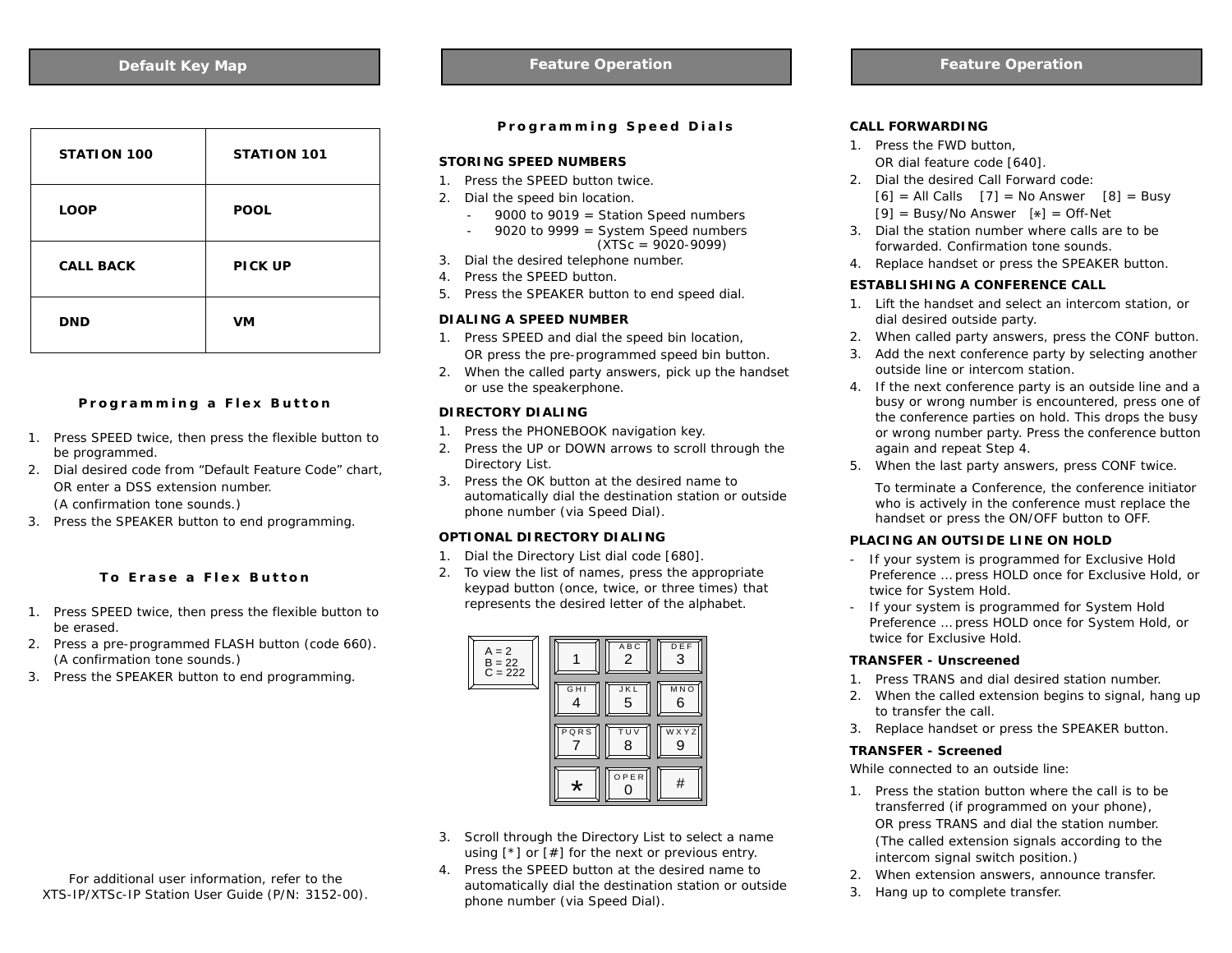## Default Key Map

| | |
|---|---|
| STATION 100 | STATION 101 |
| LOOP | POOL |
| CALL BACK | PICK UP |
| DND | VM |

### Programming a Flex Button

1. Press SPEED twice, then press the flexible button to be programmed.
2. Dial desired code from "Default Feature Code" chart, OR enter a DSS extension number. (A confirmation tone sounds.)
3. Press the SPEAKER button to end programming.

### To Erase a Flex Button

1. Press SPEED twice, then press the flexible button to be erased.
2. Press a pre-programmed FLASH button (code 660). (A confirmation tone sounds.)
3. Press the SPEAKER button to end programming.

For additional user information, refer to the XTS-IP/XTSc-IP Station User Guide (P/N: 3152-00).

## Feature Operation

### Programming Speed Dials

**STORING SPEED NUMBERS**

1. Press the SPEED button twice.
2. Dial the speed bin location.
   - 9000 to 9019 = Station Speed numbers
   - 9020 to 9999 = System Speed numbers (XTSc = 9020-9099)
3. Dial the desired telephone number.
4. Press the SPEED button.
5. Press the SPEAKER button to end speed dial.

**DIALING A SPEED NUMBER**

1. Press SPEED and dial the speed bin location, OR press the pre-programmed speed bin button.
2. When the called party answers, pick up the handset or use the speakerphone.

**DIRECTORY DIALING**

1. Press the PHONEBOOK navigation key.
2. Press the UP or DOWN arrows to scroll through the Directory List.
3. Press the OK button at the desired name to automatically dial the destination station or outside phone number (via Speed Dial).

**OPTIONAL DIRECTORY DIALING**

1. Dial the Directory List dial code [680].
2. To view the list of names, press the appropriate keypad button (once, twice, or three times) that represents the desired letter of the alphabet.

A = 2
B = 22
C = 222

| | | |
|---|---|---|
| 1 | ABC 2 | DEF 3 |
| GHI 4 | JKL 5 | MNO 6 |
| PQRS 7 | TUV 8 | WXYZ 9 |
| * | OPER 0 | # |

3. Scroll through the Directory List to select a name using [*] or [#] for the next or previous entry.
4. Press the SPEED button at the desired name to automatically dial the destination station or outside phone number (via Speed Dial).

## Feature Operation

**CALL FORWARDING**

1. Press the FWD button, OR dial feature code [640].
2. Dial the desired Call Forward code:
   [6] = All Calls [7] = No Answer [8] = Busy
   [9] = Busy/No Answer [*] = Off-Net
3. Dial the station number where calls are to be forwarded. Confirmation tone sounds.
4. Replace handset or press the SPEAKER button.

**ESTABLISHING A CONFERENCE CALL**

1. Lift the handset and select an intercom station, or dial desired outside party.
2. When called party answers, press the CONF button.
3. Add the next conference party by selecting another outside line or intercom station.
4. If the next conference party is an outside line and a busy or wrong number is encountered, press one of the conference parties on hold. This drops the busy or wrong number party. Press the conference button again and repeat Step 4.
5. When the last party answers, press CONF twice.

   To terminate a Conference, the conference initiator who is actively in the conference must replace the handset or press the ON/OFF button to OFF.

**PLACING AN OUTSIDE LINE ON HOLD**

- If your system is programmed for Exclusive Hold Preference ... press HOLD once for Exclusive Hold, or twice for System Hold.
- If your system is programmed for System Hold Preference ... press HOLD once for System Hold, or twice for Exclusive Hold.

**TRANSFER - Unscreened**

1. Press TRANS and dial desired station number.
2. When the called extension begins to signal, hang up to transfer the call.
3. Replace handset or press the SPEAKER button.

**TRANSFER - Screened**

While connected to an outside line:

1. Press the station button where the call is to be transferred (if programmed on your phone), OR press TRANS and dial the station number. (The called extension signals according to the intercom signal switch position.)
2. When extension answers, announce transfer.
3. Hang up to complete transfer.